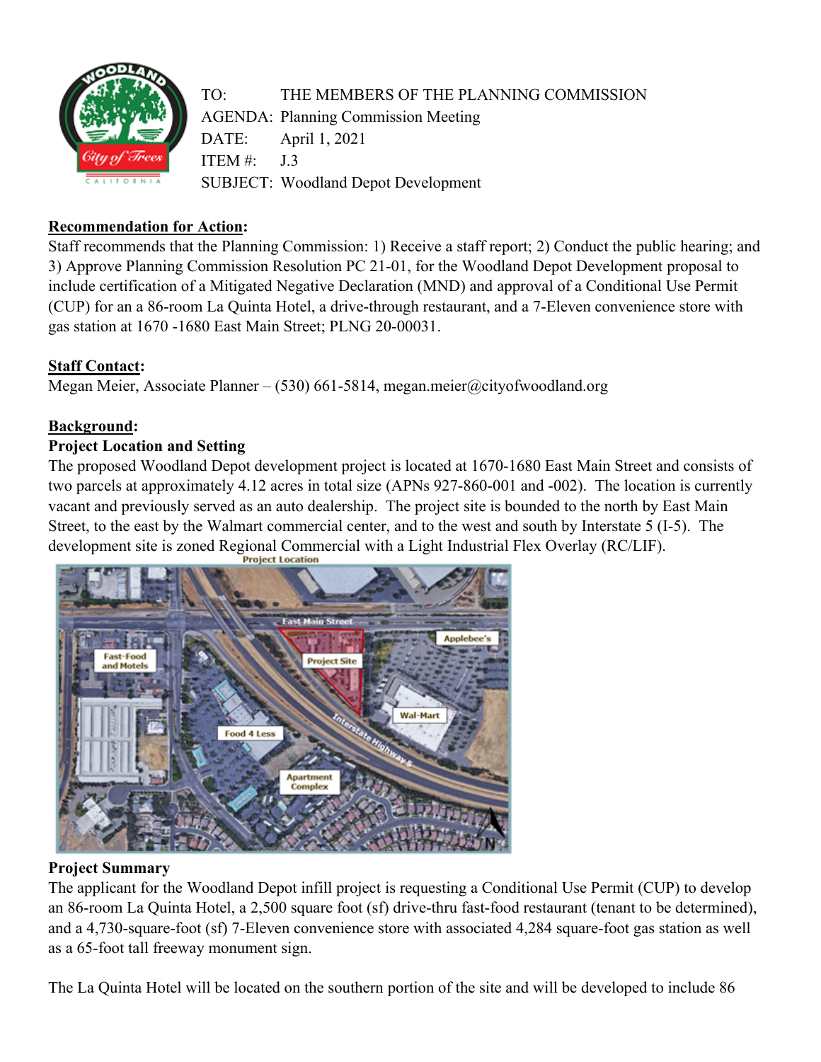TO: THE MEMBERS OF THE PLANNING COMMISSION
AGENDA: Planning Commission Meeting
DATE: April 1, 2021
ITEM #: J.3
SUBJECT: Woodland Depot Development

**Recommendation for Action:**
Staff recommends that the Planning Commission: 1) Receive a staff report; 2) Conduct the public hearing; and 3) Approve Planning Commission Resolution PC 21-01, for the Woodland Depot Development proposal to include certification of a Mitigated Negative Declaration (MND) and approval of a Conditional Use Permit (CUP) for an a 86-room La Quinta Hotel, a drive-through restaurant, and a 7-Eleven convenience store with gas station at 1670 -1680 East Main Street; PLNG 20-00031.

**Staff Contact:**
Megan Meier, Associate Planner – (530) 661-5814, megan.meier@cityofwoodland.org

**Background:**

**Project Location and Setting**

The proposed Woodland Depot development project is located at 1670-1680 East Main Street and consists of two parcels at approximately 4.12 acres in total size (APNs 927-860-001 and -002). The location is currently vacant and previously served as an auto dealership. The project site is bounded to the north by East Main Street, to the east by the Walmart commercial center, and to the west and south by Interstate 5 (I-5). The development site is zoned Regional Commercial with a Light Industrial Flex Overlay (RC/LIF).

Project Location

**Project Summary**

The applicant for the Woodland Depot infill project is requesting a Conditional Use Permit (CUP) to develop an 86-room La Quinta Hotel, a 2,500 square foot (sf) drive-thru fast-food restaurant (tenant to be determined), and a 4,730-square-foot (sf) 7-Eleven convenience store with associated 4,284 square-foot gas station as well as a 65-foot tall freeway monument sign.

The La Quinta Hotel will be located on the southern portion of the site and will be developed to include 86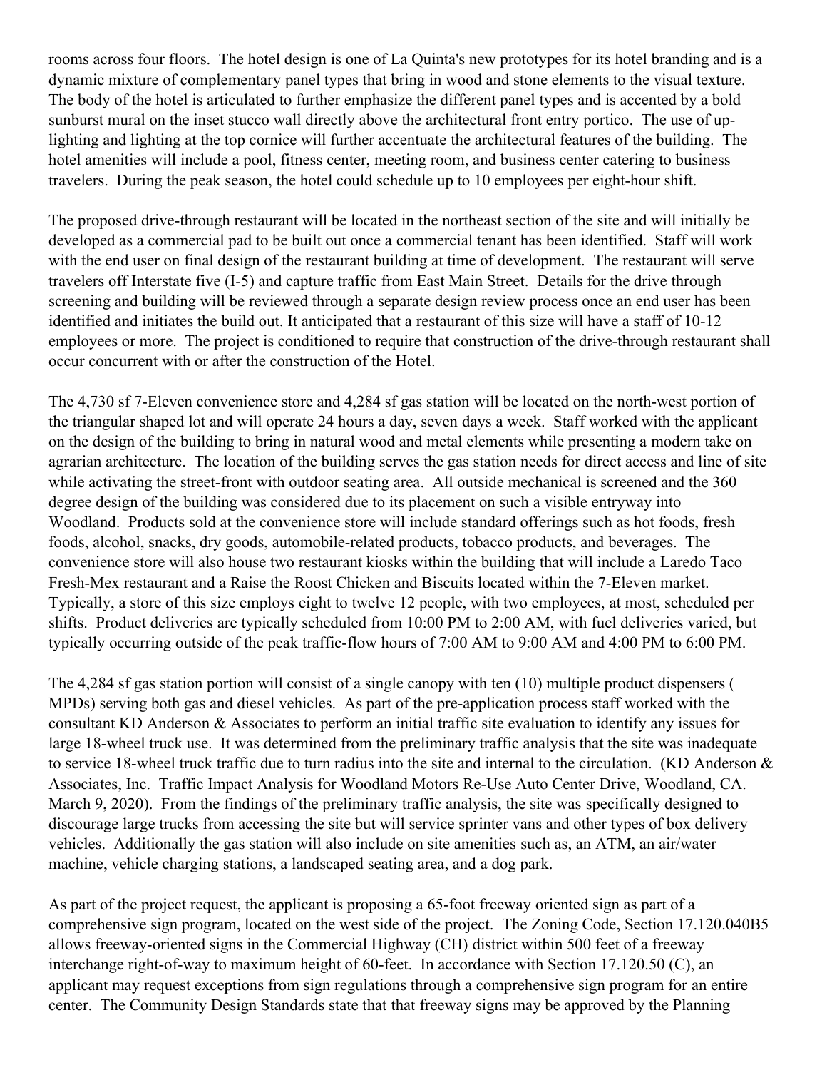rooms across four floors. The hotel design is one of La Quinta's new prototypes for its hotel branding and is a dynamic mixture of complementary panel types that bring in wood and stone elements to the visual texture. The body of the hotel is articulated to further emphasize the different panel types and is accented by a bold sunburst mural on the inset stucco wall directly above the architectural front entry portico. The use of up-lighting and lighting at the top cornice will further accentuate the architectural features of the building. The hotel amenities will include a pool, fitness center, meeting room, and business center catering to business travelers. During the peak season, the hotel could schedule up to 10 employees per eight-hour shift.

The proposed drive-through restaurant will be located in the northeast section of the site and will initially be developed as a commercial pad to be built out once a commercial tenant has been identified. Staff will work with the end user on final design of the restaurant building at time of development. The restaurant will serve travelers off Interstate five (I-5) and capture traffic from East Main Street. Details for the drive through screening and building will be reviewed through a separate design review process once an end user has been identified and initiates the build out. It anticipated that a restaurant of this size will have a staff of 10-12 employees or more. The project is conditioned to require that construction of the drive-through restaurant shall occur concurrent with or after the construction of the Hotel.

The 4,730 sf 7-Eleven convenience store and 4,284 sf gas station will be located on the north-west portion of the triangular shaped lot and will operate 24 hours a day, seven days a week. Staff worked with the applicant on the design of the building to bring in natural wood and metal elements while presenting a modern take on agrarian architecture. The location of the building serves the gas station needs for direct access and line of site while activating the street-front with outdoor seating area. All outside mechanical is screened and the 360 degree design of the building was considered due to its placement on such a visible entryway into Woodland. Products sold at the convenience store will include standard offerings such as hot foods, fresh foods, alcohol, snacks, dry goods, automobile-related products, tobacco products, and beverages. The convenience store will also house two restaurant kiosks within the building that will include a Laredo Taco Fresh-Mex restaurant and a Raise the Roost Chicken and Biscuits located within the 7-Eleven market. Typically, a store of this size employs eight to twelve 12 people, with two employees, at most, scheduled per shifts. Product deliveries are typically scheduled from 10:00 PM to 2:00 AM, with fuel deliveries varied, but typically occurring outside of the peak traffic-flow hours of 7:00 AM to 9:00 AM and 4:00 PM to 6:00 PM.

The 4,284 sf gas station portion will consist of a single canopy with ten (10) multiple product dispensers ( MPDs) serving both gas and diesel vehicles. As part of the pre-application process staff worked with the consultant KD Anderson & Associates to perform an initial traffic site evaluation to identify any issues for large 18-wheel truck use. It was determined from the preliminary traffic analysis that the site was inadequate to service 18-wheel truck traffic due to turn radius into the site and internal to the circulation. (KD Anderson & Associates, Inc. Traffic Impact Analysis for Woodland Motors Re-Use Auto Center Drive, Woodland, CA. March 9, 2020). From the findings of the preliminary traffic analysis, the site was specifically designed to discourage large trucks from accessing the site but will service sprinter vans and other types of box delivery vehicles. Additionally the gas station will also include on site amenities such as, an ATM, an air/water machine, vehicle charging stations, a landscaped seating area, and a dog park.

As part of the project request, the applicant is proposing a 65-foot freeway oriented sign as part of a comprehensive sign program, located on the west side of the project. The Zoning Code, Section 17.120.040B5 allows freeway-oriented signs in the Commercial Highway (CH) district within 500 feet of a freeway interchange right-of-way to maximum height of 60-feet. In accordance with Section 17.120.50 (C), an applicant may request exceptions from sign regulations through a comprehensive sign program for an entire center. The Community Design Standards state that that freeway signs may be approved by the Planning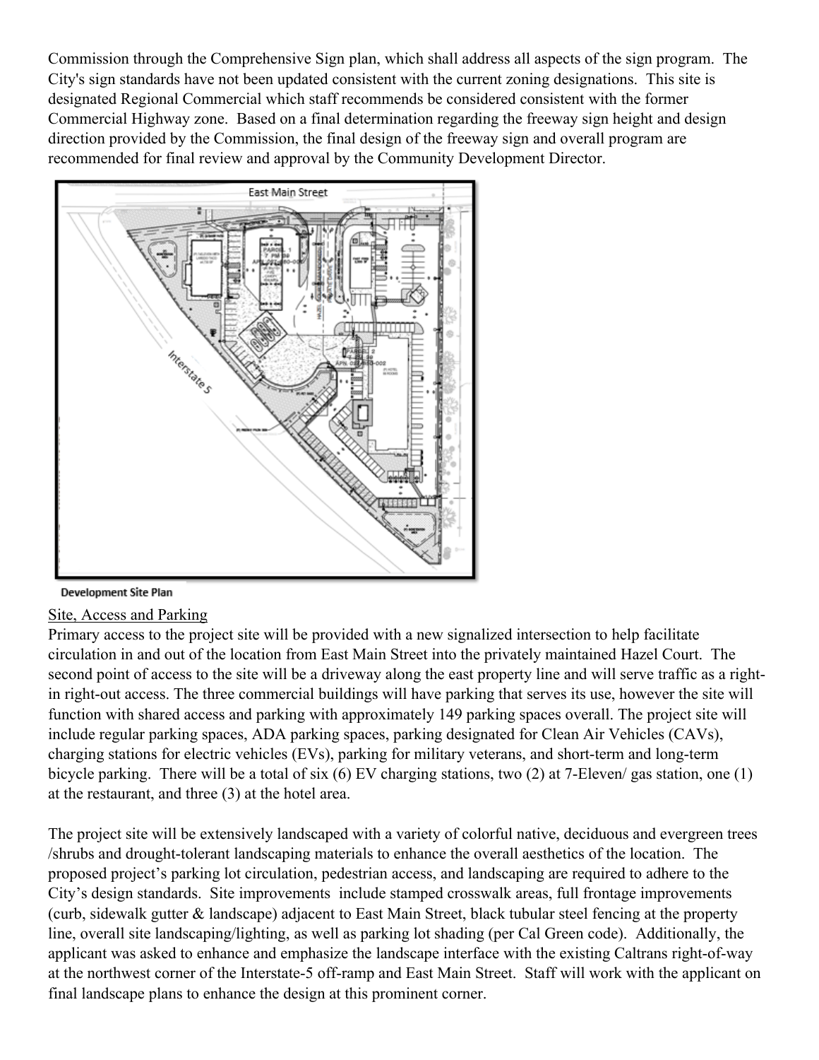Commission through the Comprehensive Sign plan, which shall address all aspects of the sign program. The City's sign standards have not been updated consistent with the current zoning designations. This site is designated Regional Commercial which staff recommends be considered consistent with the former Commercial Highway zone. Based on a final determination regarding the freeway sign height and design direction provided by the Commission, the final design of the freeway sign and overall program are recommended for final review and approval by the Community Development Director.

**Development Site Plan**

Site, Access and Parking

Primary access to the project site will be provided with a new signalized intersection to help facilitate circulation in and out of the location from East Main Street into the privately maintained Hazel Court. The second point of access to the site will be a driveway along the east property line and will serve traffic as a right-in right-out access. The three commercial buildings will have parking that serves its use, however the site will function with shared access and parking with approximately 149 parking spaces overall. The project site will include regular parking spaces, ADA parking spaces, parking designated for Clean Air Vehicles (CAVs), charging stations for electric vehicles (EVs), parking for military veterans, and short-term and long-term bicycle parking. There will be a total of six (6) EV charging stations, two (2) at 7-Eleven/ gas station, one (1) at the restaurant, and three (3) at the hotel area.

The project site will be extensively landscaped with a variety of colorful native, deciduous and evergreen trees /shrubs and drought-tolerant landscaping materials to enhance the overall aesthetics of the location. The proposed project's parking lot circulation, pedestrian access, and landscaping are required to adhere to the City's design standards. Site improvements include stamped crosswalk areas, full frontage improvements (curb, sidewalk gutter & landscape) adjacent to East Main Street, black tubular steel fencing at the property line, overall site landscaping/lighting, as well as parking lot shading (per Cal Green code). Additionally, the applicant was asked to enhance and emphasize the landscape interface with the existing Caltrans right-of-way at the northwest corner of the Interstate-5 off-ramp and East Main Street. Staff will work with the applicant on final landscape plans to enhance the design at this prominent corner.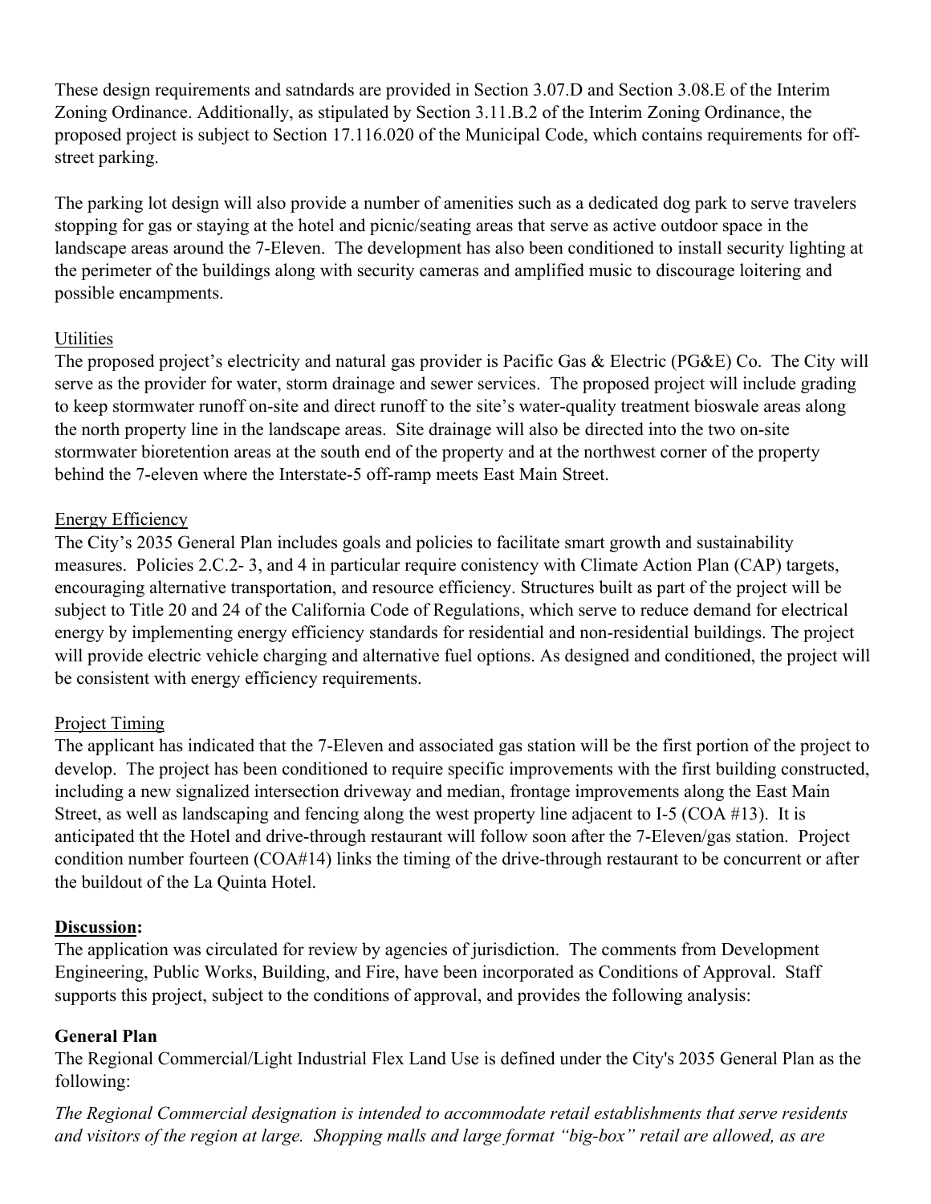These design requirements and satndards are provided in Section 3.07.D and Section 3.08.E of the Interim Zoning Ordinance. Additionally, as stipulated by Section 3.11.B.2 of the Interim Zoning Ordinance, the proposed project is subject to Section 17.116.020 of the Municipal Code, which contains requirements for off-street parking.

The parking lot design will also provide a number of amenities such as a dedicated dog park to serve travelers stopping for gas or staying at the hotel and picnic/seating areas that serve as active outdoor space in the landscape areas around the 7-Eleven. The development has also been conditioned to install security lighting at the perimeter of the buildings along with security cameras and amplified music to discourage loitering and possible encampments.

Utilities

The proposed project's electricity and natural gas provider is Pacific Gas & Electric (PG&E) Co. The City will serve as the provider for water, storm drainage and sewer services. The proposed project will include grading to keep stormwater runoff on-site and direct runoff to the site's water-quality treatment bioswale areas along the north property line in the landscape areas. Site drainage will also be directed into the two on-site stormwater bioretention areas at the south end of the property and at the northwest corner of the property behind the 7-eleven where the Interstate-5 off-ramp meets East Main Street.

Energy Efficiency

The City's 2035 General Plan includes goals and policies to facilitate smart growth and sustainability measures. Policies 2.C.2- 3, and 4 in particular require conistency with Climate Action Plan (CAP) targets, encouraging alternative transportation, and resource efficiency. Structures built as part of the project will be subject to Title 20 and 24 of the California Code of Regulations, which serve to reduce demand for electrical energy by implementing energy efficiency standards for residential and non-residential buildings. The project will provide electric vehicle charging and alternative fuel options. As designed and conditioned, the project will be consistent with energy efficiency requirements.

Project Timing

The applicant has indicated that the 7-Eleven and associated gas station will be the first portion of the project to develop. The project has been conditioned to require specific improvements with the first building constructed, including a new signalized intersection driveway and median, frontage improvements along the East Main Street, as well as landscaping and fencing along the west property line adjacent to I-5 (COA #13). It is anticipated tht the Hotel and drive-through restaurant will follow soon after the 7-Eleven/gas station. Project condition number fourteen (COA#14) links the timing of the drive-through restaurant to be concurrent or after the buildout of the La Quinta Hotel.

**Discussion:**

The application was circulated for review by agencies of jurisdiction. The comments from Development Engineering, Public Works, Building, and Fire, have been incorporated as Conditions of Approval. Staff supports this project, subject to the conditions of approval, and provides the following analysis:

**General Plan**

The Regional Commercial/Light Industrial Flex Land Use is defined under the City's 2035 General Plan as the following:

*The Regional Commercial designation is intended to accommodate retail establishments that serve residents and visitors of the region at large. Shopping malls and large format "big-box" retail are allowed, as are*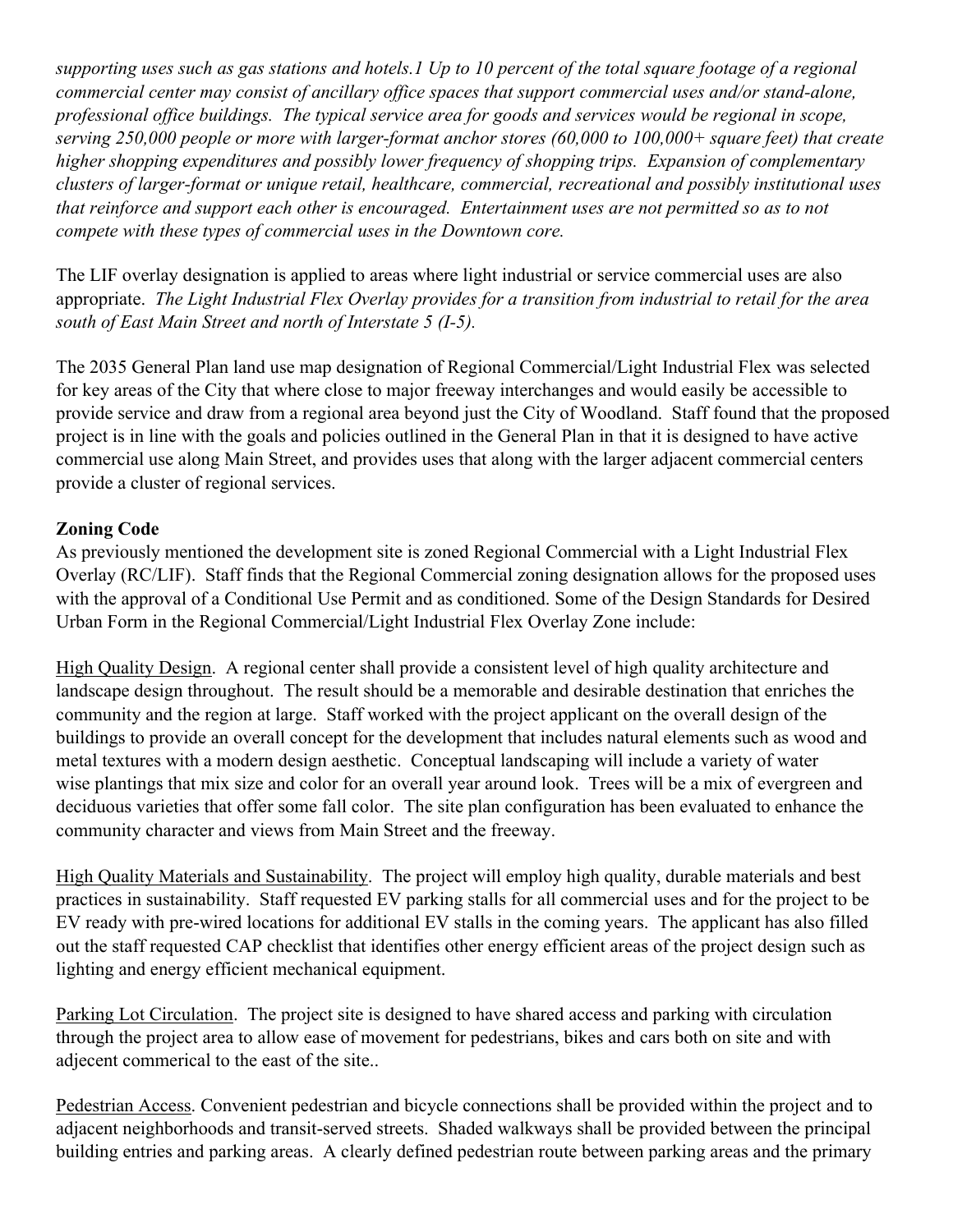*supporting uses such as gas stations and hotels.1 Up to 10 percent of the total square footage of a regional commercial center may consist of ancillary office spaces that support commercial uses and/or stand-alone, professional office buildings. The typical service area for goods and services would be regional in scope, serving 250,000 people or more with larger-format anchor stores (60,000 to 100,000+ square feet) that create higher shopping expenditures and possibly lower frequency of shopping trips. Expansion of complementary clusters of larger-format or unique retail, healthcare, commercial, recreational and possibly institutional uses that reinforce and support each other is encouraged. Entertainment uses are not permitted so as to not compete with these types of commercial uses in the Downtown core.*

The LIF overlay designation is applied to areas where light industrial or service commercial uses are also appropriate. *The Light Industrial Flex Overlay provides for a transition from industrial to retail for the area south of East Main Street and north of Interstate 5 (I-5).*

The 2035 General Plan land use map designation of Regional Commercial/Light Industrial Flex was selected for key areas of the City that where close to major freeway interchanges and would easily be accessible to provide service and draw from a regional area beyond just the City of Woodland. Staff found that the proposed project is in line with the goals and policies outlined in the General Plan in that it is designed to have active commercial use along Main Street, and provides uses that along with the larger adjacent commercial centers provide a cluster of regional services.

**Zoning Code**

As previously mentioned the development site is zoned Regional Commercial with a Light Industrial Flex Overlay (RC/LIF). Staff finds that the Regional Commercial zoning designation allows for the proposed uses with the approval of a Conditional Use Permit and as conditioned. Some of the Design Standards for Desired Urban Form in the Regional Commercial/Light Industrial Flex Overlay Zone include:

<u>High Quality Design</u>. A regional center shall provide a consistent level of high quality architecture and landscape design throughout. The result should be a memorable and desirable destination that enriches the community and the region at large. Staff worked with the project applicant on the overall design of the buildings to provide an overall concept for the development that includes natural elements such as wood and metal textures with a modern design aesthetic. Conceptual landscaping will include a variety of water wise plantings that mix size and color for an overall year around look. Trees will be a mix of evergreen and deciduous varieties that offer some fall color. The site plan configuration has been evaluated to enhance the community character and views from Main Street and the freeway.

<u>High Quality Materials and Sustainability</u>. The project will employ high quality, durable materials and best practices in sustainability. Staff requested EV parking stalls for all commercial uses and for the project to be EV ready with pre-wired locations for additional EV stalls in the coming years. The applicant has also filled out the staff requested CAP checklist that identifies other energy efficient areas of the project design such as lighting and energy efficient mechanical equipment.

<u>Parking Lot Circulation</u>. The project site is designed to have shared access and parking with circulation through the project area to allow ease of movement for pedestrians, bikes and cars both on site and with adjecent commerical to the east of the site..

<u>Pedestrian Access</u>. Convenient pedestrian and bicycle connections shall be provided within the project and to adjacent neighborhoods and transit-served streets. Shaded walkways shall be provided between the principal building entries and parking areas. A clearly defined pedestrian route between parking areas and the primary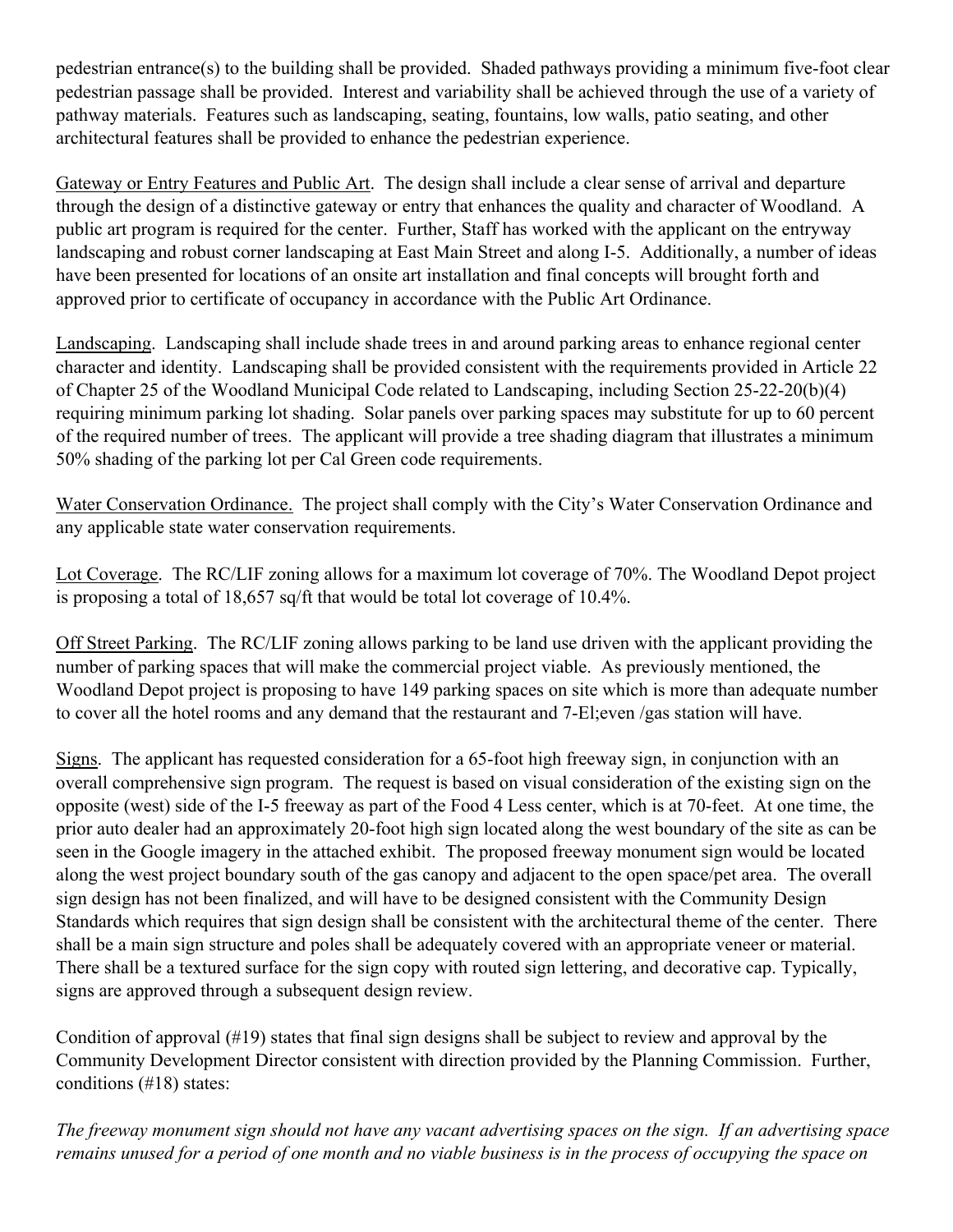pedestrian entrance(s) to the building shall be provided. Shaded pathways providing a minimum five-foot clear pedestrian passage shall be provided. Interest and variability shall be achieved through the use of a variety of pathway materials. Features such as landscaping, seating, fountains, low walls, patio seating, and other architectural features shall be provided to enhance the pedestrian experience.

Gateway or Entry Features and Public Art. The design shall include a clear sense of arrival and departure through the design of a distinctive gateway or entry that enhances the quality and character of Woodland. A public art program is required for the center. Further, Staff has worked with the applicant on the entryway landscaping and robust corner landscaping at East Main Street and along I-5. Additionally, a number of ideas have been presented for locations of an onsite art installation and final concepts will brought forth and approved prior to certificate of occupancy in accordance with the Public Art Ordinance.

Landscaping. Landscaping shall include shade trees in and around parking areas to enhance regional center character and identity. Landscaping shall be provided consistent with the requirements provided in Article 22 of Chapter 25 of the Woodland Municipal Code related to Landscaping, including Section 25-22-20(b)(4) requiring minimum parking lot shading. Solar panels over parking spaces may substitute for up to 60 percent of the required number of trees. The applicant will provide a tree shading diagram that illustrates a minimum 50% shading of the parking lot per Cal Green code requirements.

Water Conservation Ordinance. The project shall comply with the City's Water Conservation Ordinance and any applicable state water conservation requirements.

Lot Coverage. The RC/LIF zoning allows for a maximum lot coverage of 70%. The Woodland Depot project is proposing a total of 18,657 sq/ft that would be total lot coverage of 10.4%.

Off Street Parking. The RC/LIF zoning allows parking to be land use driven with the applicant providing the number of parking spaces that will make the commercial project viable. As previously mentioned, the Woodland Depot project is proposing to have 149 parking spaces on site which is more than adequate number to cover all the hotel rooms and any demand that the restaurant and 7-El;even /gas station will have.

Signs. The applicant has requested consideration for a 65-foot high freeway sign, in conjunction with an overall comprehensive sign program. The request is based on visual consideration of the existing sign on the opposite (west) side of the I-5 freeway as part of the Food 4 Less center, which is at 70-feet. At one time, the prior auto dealer had an approximately 20-foot high sign located along the west boundary of the site as can be seen in the Google imagery in the attached exhibit. The proposed freeway monument sign would be located along the west project boundary south of the gas canopy and adjacent to the open space/pet area. The overall sign design has not been finalized, and will have to be designed consistent with the Community Design Standards which requires that sign design shall be consistent with the architectural theme of the center. There shall be a main sign structure and poles shall be adequately covered with an appropriate veneer or material. There shall be a textured surface for the sign copy with routed sign lettering, and decorative cap. Typically, signs are approved through a subsequent design review.

Condition of approval (#19) states that final sign designs shall be subject to review and approval by the Community Development Director consistent with direction provided by the Planning Commission. Further, conditions (#18) states:

*The freeway monument sign should not have any vacant advertising spaces on the sign. If an advertising space remains unused for a period of one month and no viable business is in the process of occupying the space on*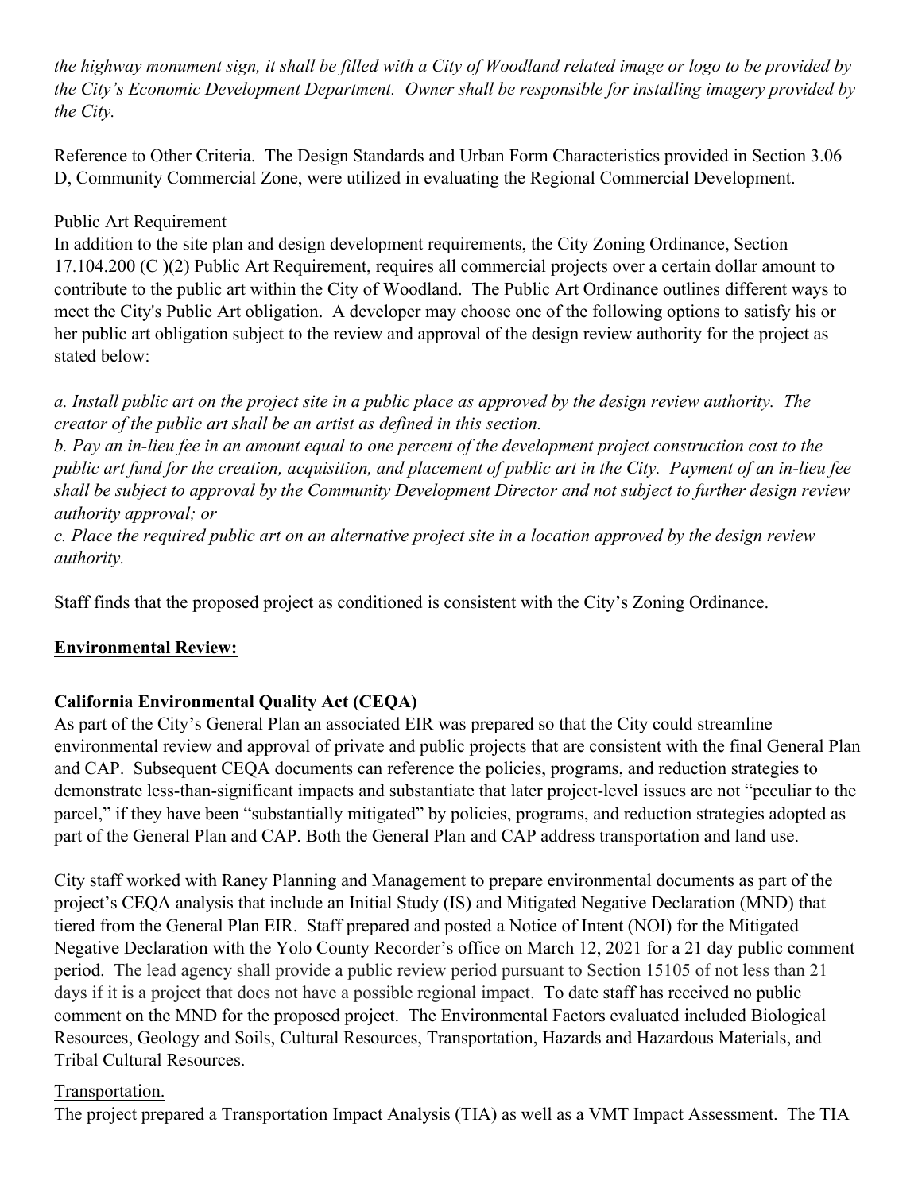*the highway monument sign, it shall be filled with a City of Woodland related image or logo to be provided by the City's Economic Development Department. Owner shall be responsible for installing imagery provided by the City.*

<u>Reference to Other Criteria</u>. The Design Standards and Urban Form Characteristics provided in Section 3.06 D, Community Commercial Zone, were utilized in evaluating the Regional Commercial Development.

<u>Public Art Requirement</u>

In addition to the site plan and design development requirements, the City Zoning Ordinance, Section 17.104.200 (C )(2) Public Art Requirement, requires all commercial projects over a certain dollar amount to contribute to the public art within the City of Woodland. The Public Art Ordinance outlines different ways to meet the City's Public Art obligation. A developer may choose one of the following options to satisfy his or her public art obligation subject to the review and approval of the design review authority for the project as stated below:

*a. Install public art on the project site in a public place as approved by the design review authority. The creator of the public art shall be an artist as defined in this section.*
*b. Pay an in-lieu fee in an amount equal to one percent of the development project construction cost to the public art fund for the creation, acquisition, and placement of public art in the City. Payment of an in-lieu fee shall be subject to approval by the Community Development Director and not subject to further design review authority approval; or*
*c. Place the required public art on an alternative project site in a location approved by the design review authority.*

Staff finds that the proposed project as conditioned is consistent with the City's Zoning Ordinance.

## <u>Environmental Review:</u>

### California Environmental Quality Act (CEQA)

As part of the City's General Plan an associated EIR was prepared so that the City could streamline environmental review and approval of private and public projects that are consistent with the final General Plan and CAP. Subsequent CEQA documents can reference the policies, programs, and reduction strategies to demonstrate less-than-significant impacts and substantiate that later project-level issues are not "peculiar to the parcel," if they have been "substantially mitigated" by policies, programs, and reduction strategies adopted as part of the General Plan and CAP. Both the General Plan and CAP address transportation and land use.

City staff worked with Raney Planning and Management to prepare environmental documents as part of the project's CEQA analysis that include an Initial Study (IS) and Mitigated Negative Declaration (MND) that tiered from the General Plan EIR. Staff prepared and posted a Notice of Intent (NOI) for the Mitigated Negative Declaration with the Yolo County Recorder's office on March 12, 2021 for a 21 day public comment period. The lead agency shall provide a public review period pursuant to Section 15105 of not less than 21 days if it is a project that does not have a possible regional impact. To date staff has received no public comment on the MND for the proposed project. The Environmental Factors evaluated included Biological Resources, Geology and Soils, Cultural Resources, Transportation, Hazards and Hazardous Materials, and Tribal Cultural Resources.

<u>Transportation.</u>

The project prepared a Transportation Impact Analysis (TIA) as well as a VMT Impact Assessment. The TIA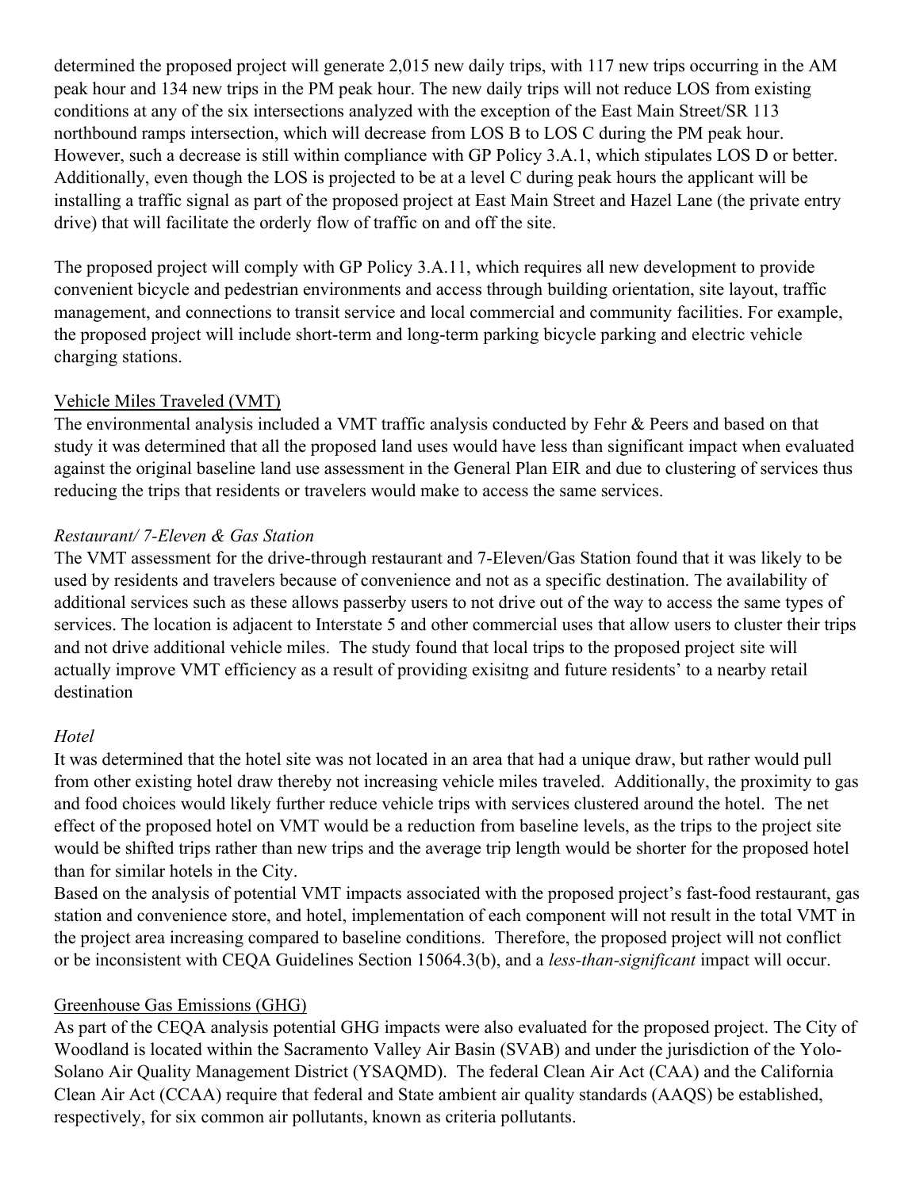determined the proposed project will generate 2,015 new daily trips, with 117 new trips occurring in the AM peak hour and 134 new trips in the PM peak hour. The new daily trips will not reduce LOS from existing conditions at any of the six intersections analyzed with the exception of the East Main Street/SR 113 northbound ramps intersection, which will decrease from LOS B to LOS C during the PM peak hour. However, such a decrease is still within compliance with GP Policy 3.A.1, which stipulates LOS D or better. Additionally, even though the LOS is projected to be at a level C during peak hours the applicant will be installing a traffic signal as part of the proposed project at East Main Street and Hazel Lane (the private entry drive) that will facilitate the orderly flow of traffic on and off the site.

The proposed project will comply with GP Policy 3.A.11, which requires all new development to provide convenient bicycle and pedestrian environments and access through building orientation, site layout, traffic management, and connections to transit service and local commercial and community facilities. For example, the proposed project will include short-term and long-term parking bicycle parking and electric vehicle charging stations.

<u>Vehicle Miles Traveled (VMT)</u>

The environmental analysis included a VMT traffic analysis conducted by Fehr & Peers and based on that study it was determined that all the proposed land uses would have less than significant impact when evaluated against the original baseline land use assessment in the General Plan EIR and due to clustering of services thus reducing the trips that residents or travelers would make to access the same services.

*Restaurant/ 7-Eleven & Gas Station*

The VMT assessment for the drive-through restaurant and 7-Eleven/Gas Station found that it was likely to be used by residents and travelers because of convenience and not as a specific destination. The availability of additional services such as these allows passerby users to not drive out of the way to access the same types of services. The location is adjacent to Interstate 5 and other commercial uses that allow users to cluster their trips and not drive additional vehicle miles. The study found that local trips to the proposed project site will actually improve VMT efficiency as a result of providing exisitng and future residents' to a nearby retail destination

*Hotel*

It was determined that the hotel site was not located in an area that had a unique draw, but rather would pull from other existing hotel draw thereby not increasing vehicle miles traveled. Additionally, the proximity to gas and food choices would likely further reduce vehicle trips with services clustered around the hotel. The net effect of the proposed hotel on VMT would be a reduction from baseline levels, as the trips to the project site would be shifted trips rather than new trips and the average trip length would be shorter for the proposed hotel than for similar hotels in the City.

Based on the analysis of potential VMT impacts associated with the proposed project's fast-food restaurant, gas station and convenience store, and hotel, implementation of each component will not result in the total VMT in the project area increasing compared to baseline conditions. Therefore, the proposed project will not conflict or be inconsistent with CEQA Guidelines Section 15064.3(b), and a *less-than-significant* impact will occur.

<u>Greenhouse Gas Emissions (GHG)</u>

As part of the CEQA analysis potential GHG impacts were also evaluated for the proposed project. The City of Woodland is located within the Sacramento Valley Air Basin (SVAB) and under the jurisdiction of the Yolo-Solano Air Quality Management District (YSAQMD). The federal Clean Air Act (CAA) and the California Clean Air Act (CCAA) require that federal and State ambient air quality standards (AAQS) be established, respectively, for six common air pollutants, known as criteria pollutants.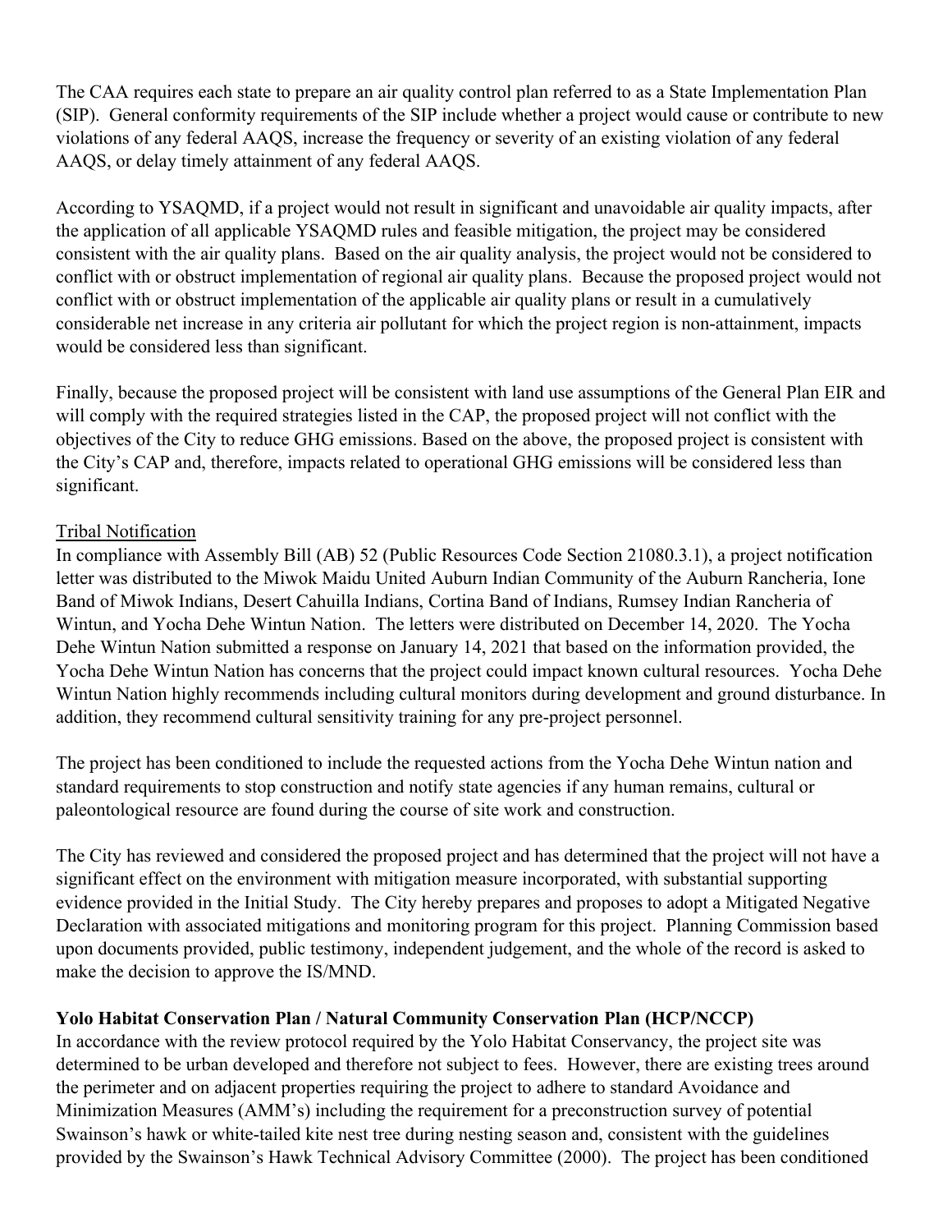The CAA requires each state to prepare an air quality control plan referred to as a State Implementation Plan (SIP). General conformity requirements of the SIP include whether a project would cause or contribute to new violations of any federal AAQS, increase the frequency or severity of an existing violation of any federal AAQS, or delay timely attainment of any federal AAQS.

According to YSAQMD, if a project would not result in significant and unavoidable air quality impacts, after the application of all applicable YSAQMD rules and feasible mitigation, the project may be considered consistent with the air quality plans. Based on the air quality analysis, the project would not be considered to conflict with or obstruct implementation of regional air quality plans. Because the proposed project would not conflict with or obstruct implementation of the applicable air quality plans or result in a cumulatively considerable net increase in any criteria air pollutant for which the project region is non-attainment, impacts would be considered less than significant.

Finally, because the proposed project will be consistent with land use assumptions of the General Plan EIR and will comply with the required strategies listed in the CAP, the proposed project will not conflict with the objectives of the City to reduce GHG emissions. Based on the above, the proposed project is consistent with the City's CAP and, therefore, impacts related to operational GHG emissions will be considered less than significant.

Tribal Notification

In compliance with Assembly Bill (AB) 52 (Public Resources Code Section 21080.3.1), a project notification letter was distributed to the Miwok Maidu United Auburn Indian Community of the Auburn Rancheria, Ione Band of Miwok Indians, Desert Cahuilla Indians, Cortina Band of Indians, Rumsey Indian Rancheria of Wintun, and Yocha Dehe Wintun Nation. The letters were distributed on December 14, 2020. The Yocha Dehe Wintun Nation submitted a response on January 14, 2021 that based on the information provided, the Yocha Dehe Wintun Nation has concerns that the project could impact known cultural resources. Yocha Dehe Wintun Nation highly recommends including cultural monitors during development and ground disturbance. In addition, they recommend cultural sensitivity training for any pre-project personnel.

The project has been conditioned to include the requested actions from the Yocha Dehe Wintun nation and standard requirements to stop construction and notify state agencies if any human remains, cultural or paleontological resource are found during the course of site work and construction.

The City has reviewed and considered the proposed project and has determined that the project will not have a significant effect on the environment with mitigation measure incorporated, with substantial supporting evidence provided in the Initial Study. The City hereby prepares and proposes to adopt a Mitigated Negative Declaration with associated mitigations and monitoring program for this project. Planning Commission based upon documents provided, public testimony, independent judgement, and the whole of the record is asked to make the decision to approve the IS/MND.

**Yolo Habitat Conservation Plan / Natural Community Conservation Plan (HCP/NCCP)**

In accordance with the review protocol required by the Yolo Habitat Conservancy, the project site was determined to be urban developed and therefore not subject to fees. However, there are existing trees around the perimeter and on adjacent properties requiring the project to adhere to standard Avoidance and Minimization Measures (AMM's) including the requirement for a preconstruction survey of potential Swainson's hawk or white-tailed kite nest tree during nesting season and, consistent with the guidelines provided by the Swainson's Hawk Technical Advisory Committee (2000). The project has been conditioned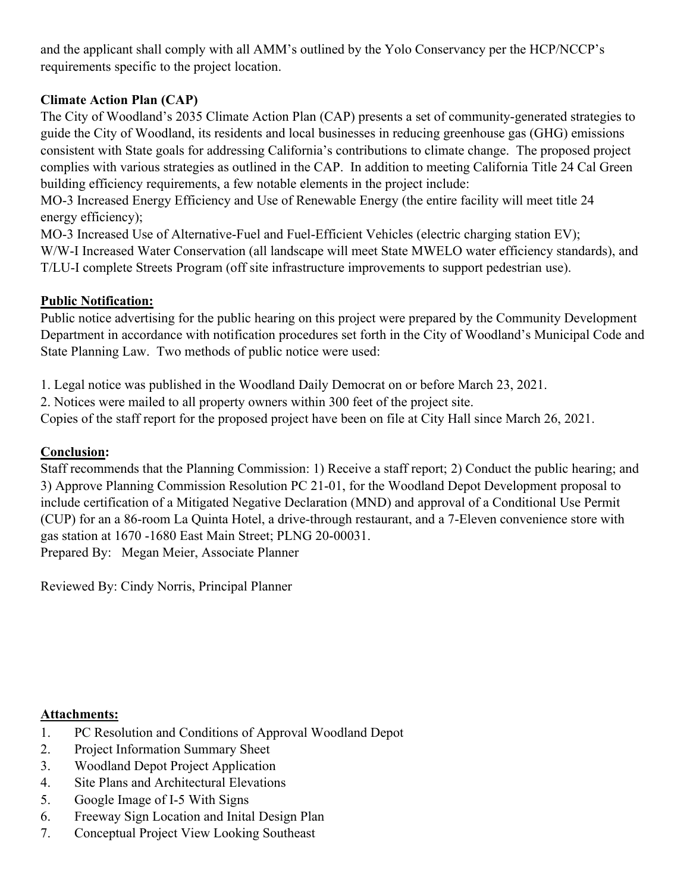and the applicant shall comply with all AMM's outlined by the Yolo Conservancy per the HCP/NCCP's requirements specific to the project location.

**Climate Action Plan (CAP)**

The City of Woodland's 2035 Climate Action Plan (CAP) presents a set of community-generated strategies to guide the City of Woodland, its residents and local businesses in reducing greenhouse gas (GHG) emissions consistent with State goals for addressing California's contributions to climate change. The proposed project complies with various strategies as outlined in the CAP. In addition to meeting California Title 24 Cal Green building efficiency requirements, a few notable elements in the project include:

MO-3 Increased Energy Efficiency and Use of Renewable Energy (the entire facility will meet title 24 energy efficiency);

MO-3 Increased Use of Alternative-Fuel and Fuel-Efficient Vehicles (electric charging station EV);

W/W-I Increased Water Conservation (all landscape will meet State MWELO water efficiency standards), and

T/LU-I complete Streets Program (off site infrastructure improvements to support pedestrian use).

**Public Notification:**

Public notice advertising for the public hearing on this project were prepared by the Community Development Department in accordance with notification procedures set forth in the City of Woodland's Municipal Code and State Planning Law. Two methods of public notice were used:

1. Legal notice was published in the Woodland Daily Democrat on or before March 23, 2021.
2. Notices were mailed to all property owners within 300 feet of the project site.

Copies of the staff report for the proposed project have been on file at City Hall since March 26, 2021.

**Conclusion:**

Staff recommends that the Planning Commission: 1) Receive a staff report; 2) Conduct the public hearing; and 3) Approve Planning Commission Resolution PC 21-01, for the Woodland Depot Development proposal to include certification of a Mitigated Negative Declaration (MND) and approval of a Conditional Use Permit (CUP) for an a 86-room La Quinta Hotel, a drive-through restaurant, and a 7-Eleven convenience store with gas station at 1670 -1680 East Main Street; PLNG 20-00031.

Prepared By: Megan Meier, Associate Planner

Reviewed By: Cindy Norris, Principal Planner

**Attachments:**

1. PC Resolution and Conditions of Approval Woodland Depot
2. Project Information Summary Sheet
3. Woodland Depot Project Application
4. Site Plans and Architectural Elevations
5. Google Image of I-5 With Signs
6. Freeway Sign Location and Inital Design Plan
7. Conceptual Project View Looking Southeast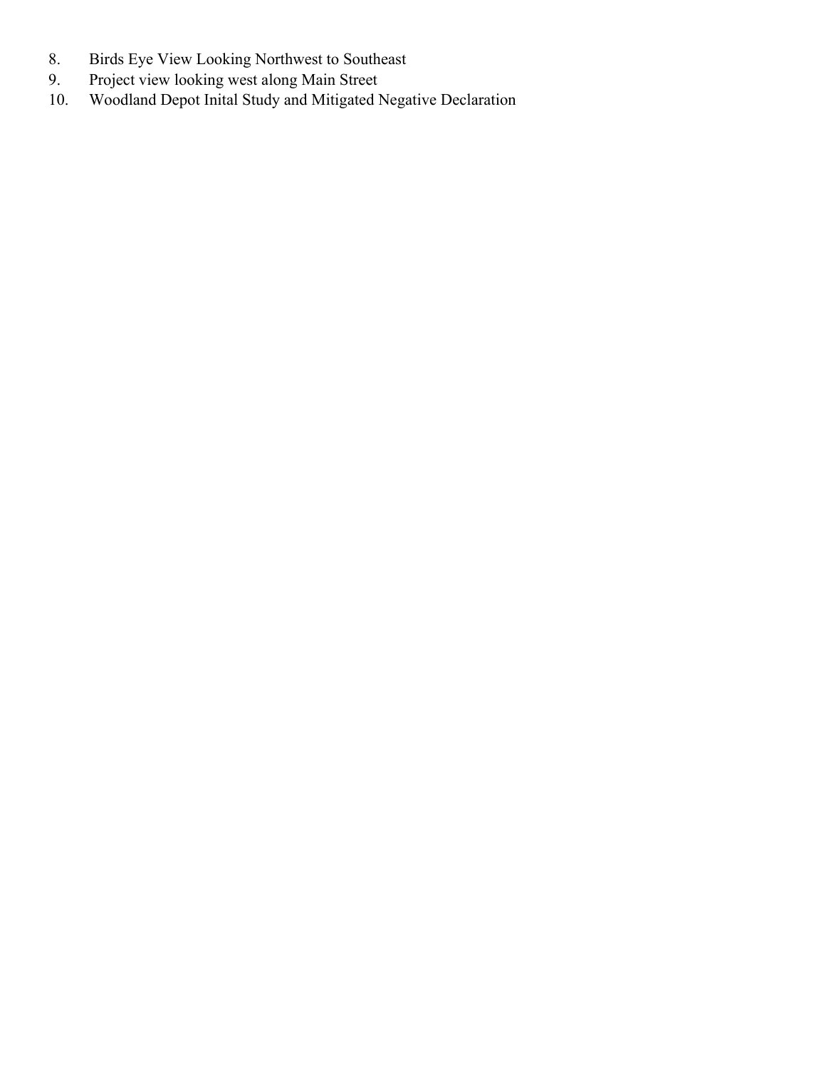8. Birds Eye View Looking Northwest to Southeast
9. Project view looking west along Main Street
10. Woodland Depot Inital Study and Mitigated Negative Declaration